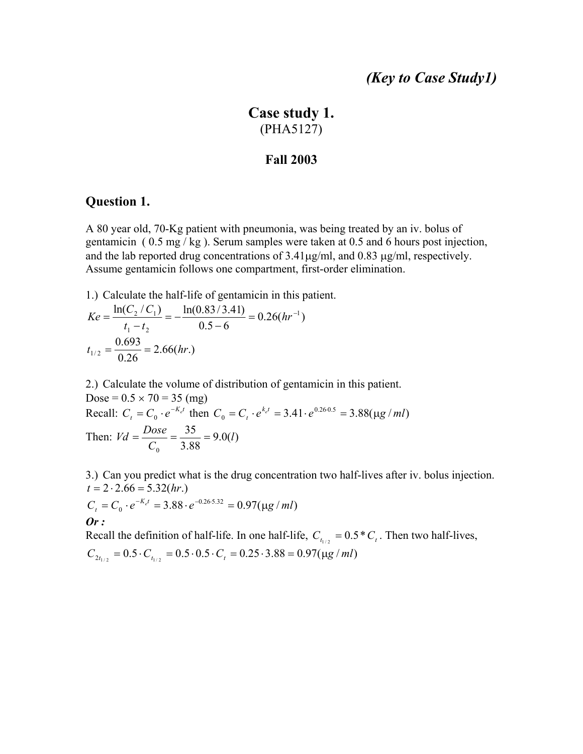*(Key to Case Study1)*

# Case study 1.

(PHA5127)

**Fall 2003**

## Question 1.

A 80 year old, 70-Kg patient with pneumonia, was being treated by an iv. bolus of gentamicin ( 0.5 mg / kg ). Serum samples were taken at 0.5 and 6 hours post injection, and the lab reported drug concentrations of 3.41μg/ml, and 0.83 μg/ml, respectively. Assume gentamicin follows one compartment, first-order elimination.

1.) Calculate the half-life of gentamicin in this patient.

$$Ke = \frac{\ln(C_2 / C_1)}{t_1 - t_2} = -\frac{\ln(0.83 / 3.41)}{0.5 - 6} = 0.26(hr^{-1})$$

$$t_{1/2} = \frac{0.693}{0.26} = 2.66(hr.)$$

2.) Calculate the volume of distribution of gentamicin in this patient.

Dose = 0.5 × 70 = 35 (mg)

Recall: $C_t = C_0 \cdot e^{-K_e t}$ then $C_0 = C_t \cdot e^{k_e t} = 3.41 \cdot e^{0.26 \cdot 0.5} = 3.88(\mu g / ml)$

Then: $Vd = \dfrac{Dose}{C_0} = \dfrac{35}{3.88} = 9.0(l)$

3.) Can you predict what is the drug concentration two half-lives after iv. bolus injection.

$$t = 2 \cdot 2.66 = 5.32(hr.)$$

$$C_t = C_0 \cdot e^{-K_e t} = 3.88 \cdot e^{-0.26 \cdot 5.32} = 0.97(\mu g / ml)$$

***Or :***

Recall the definition of half-life. In one half-life, $C_{t_{1/2}} = 0.5 * C_t$. Then two half-lives,

$$C_{2t_{1/2}} = 0.5 \cdot C_{t_{1/2}} = 0.5 \cdot 0.5 \cdot C_t = 0.25 \cdot 3.88 = 0.97(\mu g / ml)$$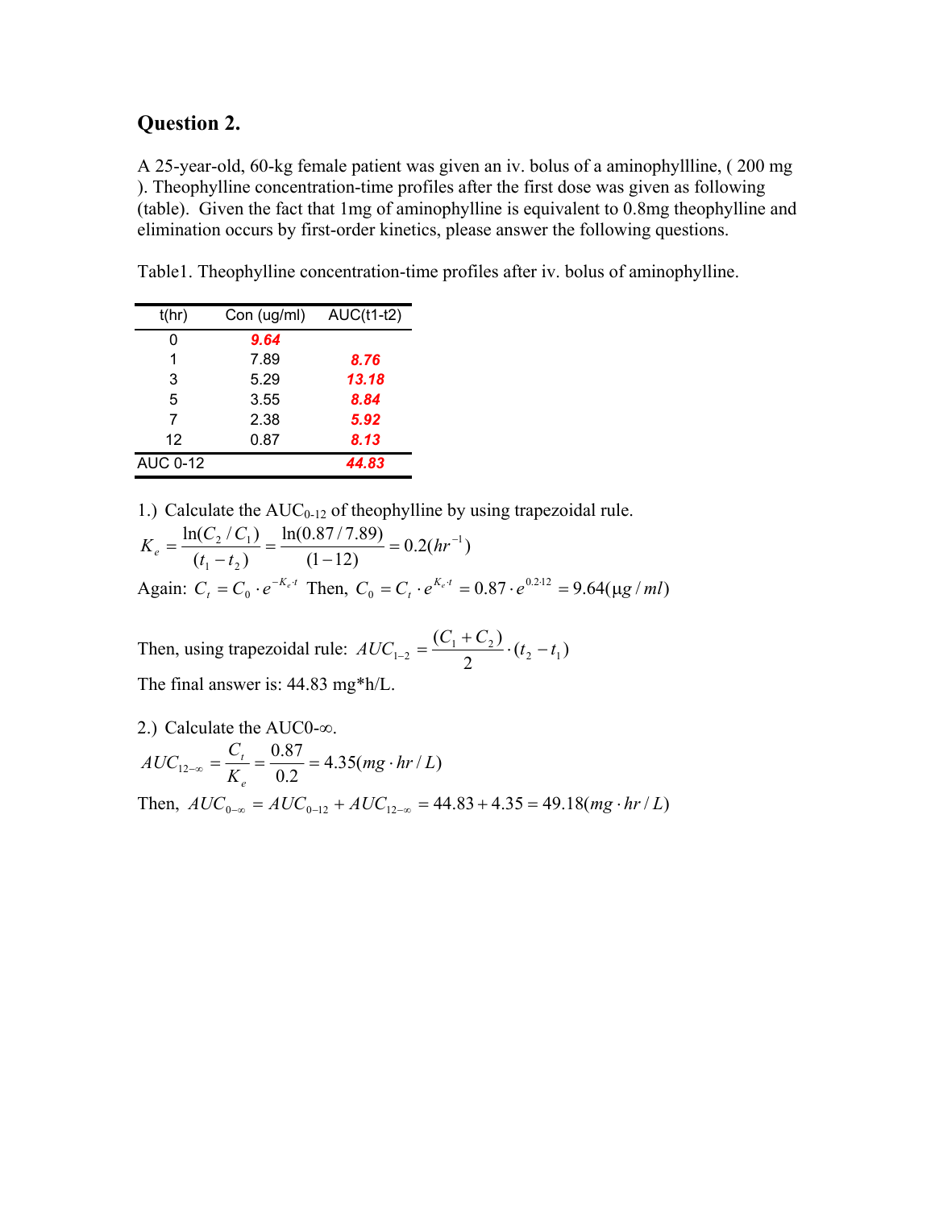## Question 2.

A 25-year-old, 60-kg female patient was given an iv. bolus of a aminophyllline, ( 200 mg ). Theophylline concentration-time profiles after the first dose was given as following (table). Given the fact that 1mg of aminophylline is equivalent to 0.8mg theophylline and elimination occurs by first-order kinetics, please answer the following questions.

Table1. Theophylline concentration-time profiles after iv. bolus of aminophylline.

| t(hr) | Con (ug/ml) | AUC(t1-t2) |
|---|---|---|
| 0 | ***9.64*** | |
| 1 | 7.89 | ***8.76*** |
| 3 | 5.29 | ***13.18*** |
| 5 | 3.55 | ***8.84*** |
| 7 | 2.38 | ***5.92*** |
| 12 | 0.87 | ***8.13*** |
| AUC 0-12 | | ***44.83*** |

1.) Calculate the $AUC_{0\text{-}12}$ of theophylline by using trapezoidal rule.

$$K_e = \frac{\ln(C_2/C_1)}{(t_1 - t_2)} = \frac{\ln(0.87/7.89)}{(1-12)} = 0.2(hr^{-1})$$

Again: $C_t = C_0 \cdot e^{-K_e \cdot t}$ Then, $C_0 = C_t \cdot e^{K_e \cdot t} = 0.87 \cdot e^{0.2 \cdot 12} = 9.64(\mu g/ml)$

Then, using trapezoidal rule: $AUC_{1-2} = \frac{(C_1 + C_2)}{2} \cdot (t_2 - t_1)$

The final answer is: 44.83 mg*h/L.

2.) Calculate the AUC0-∞.

$$AUC_{12-\infty} = \frac{C_t}{K_e} = \frac{0.87}{0.2} = 4.35(mg \cdot hr/L)$$

Then, $AUC_{0-\infty} = AUC_{0-12} + AUC_{12-\infty} = 44.83 + 4.35 = 49.18(mg \cdot hr/L)$